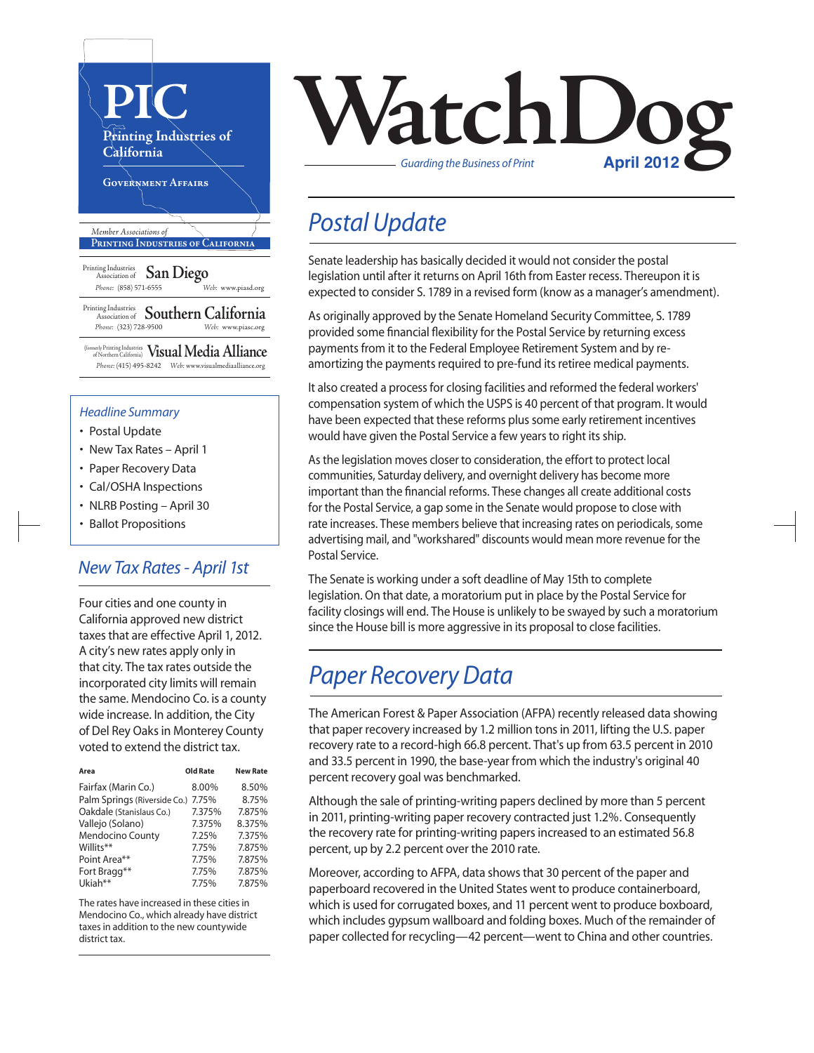# PIC

**Printing Industries of California**

GOVERNMENT AFFAIRS

*Member Associations of*
PRINTING INDUSTRIES OF CALIFORNIA

Printing Industries Association of **San Diego**
*Phone:* (858) 571-6555 *Web:* www.piasd.org

Printing Industries Association of **Southern California**
*Phone:* (323) 728-9500 *Web:* www.piasc.org

(formerly Printing Industries of Northern California) **Visual Media Alliance**
*Phone:* (415) 495-8242 *Web:* www.visualmediaalliance.org

# WatchDog

*Guarding the Business of Print* **April 2012**

## *Headline Summary*

- Postal Update
- New Tax Rates – April 1
- Paper Recovery Data
- Cal/OSHA Inspections
- NLRB Posting – April 30
- Ballot Propositions

## *New Tax Rates - April 1st*

Four cities and one county in California approved new district taxes that are effective April 1, 2012. A city's new rates apply only in that city. The tax rates outside the incorporated city limits will remain the same. Mendocino Co. is a county wide increase. In addition, the City of Del Rey Oaks in Monterey County voted to extend the district tax.

| Area | Old Rate | New Rate |
|---|---|---|
| Fairfax (Marin Co.) | 8.00% | 8.50% |
| Palm Springs (Riverside Co.) | 7.75% | 8.75% |
| Oakdale (Stanislaus Co.) | 7.375% | 7.875% |
| Vallejo (Solano) | 7.375% | 8.375% |
| Mendocino County | 7.25% | 7.375% |
| Willits** | 7.75% | 7.875% |
| Point Area** | 7.75% | 7.875% |
| Fort Bragg** | 7.75% | 7.875% |
| Ukiah** | 7.75% | 7.875% |

The rates have increased in these cities in Mendocino Co., which already have district taxes in addition to the new countywide district tax.

## *Postal Update*

Senate leadership has basically decided it would not consider the postal legislation until after it returns on April 16th from Easter recess. Thereupon it is expected to consider S. 1789 in a revised form (know as a manager's amendment).

As originally approved by the Senate Homeland Security Committee, S. 1789 provided some financial flexibility for the Postal Service by returning excess payments from it to the Federal Employee Retirement System and by re-amortizing the payments required to pre-fund its retiree medical payments.

It also created a process for closing facilities and reformed the federal workers' compensation system of which the USPS is 40 percent of that program. It would have been expected that these reforms plus some early retirement incentives would have given the Postal Service a few years to right its ship.

As the legislation moves closer to consideration, the effort to protect local communities, Saturday delivery, and overnight delivery has become more important than the financial reforms. These changes all create additional costs for the Postal Service, a gap some in the Senate would propose to close with rate increases. These members believe that increasing rates on periodicals, some advertising mail, and "workshared" discounts would mean more revenue for the Postal Service.

The Senate is working under a soft deadline of May 15th to complete legislation. On that date, a moratorium put in place by the Postal Service for facility closings will end. The House is unlikely to be swayed by such a moratorium since the House bill is more aggressive in its proposal to close facilities.

## *Paper Recovery Data*

The American Forest & Paper Association (AFPA) recently released data showing that paper recovery increased by 1.2 million tons in 2011, lifting the U.S. paper recovery rate to a record-high 66.8 percent. That's up from 63.5 percent in 2010 and 33.5 percent in 1990, the base-year from which the industry's original 40 percent recovery goal was benchmarked.

Although the sale of printing-writing papers declined by more than 5 percent in 2011, printing-writing paper recovery contracted just 1.2%. Consequently the recovery rate for printing-writing papers increased to an estimated 56.8 percent, up by 2.2 percent over the 2010 rate.

Moreover, according to AFPA, data shows that 30 percent of the paper and paperboard recovered in the United States went to produce containerboard, which is used for corrugated boxes, and 11 percent went to produce boxboard, which includes gypsum wallboard and folding boxes. Much of the remainder of paper collected for recycling—42 percent—went to China and other countries.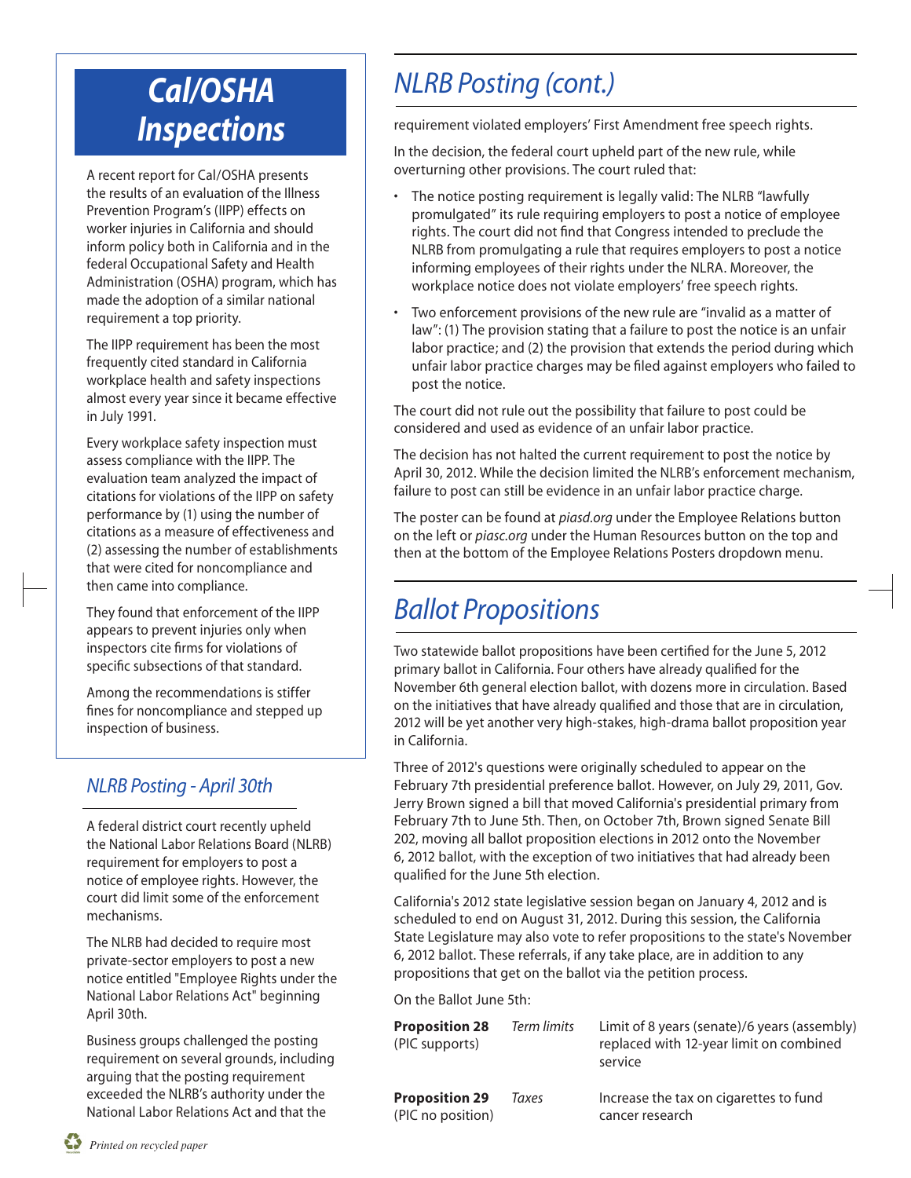# Cal/OSHA Inspections

A recent report for Cal/OSHA presents the results of an evaluation of the Illness Prevention Program's (IIPP) effects on worker injuries in California and should inform policy both in California and in the federal Occupational Safety and Health Administration (OSHA) program, which has made the adoption of a similar national requirement a top priority.

The IIPP requirement has been the most frequently cited standard in California workplace health and safety inspections almost every year since it became effective in July 1991.

Every workplace safety inspection must assess compliance with the IIPP. The evaluation team analyzed the impact of citations for violations of the IIPP on safety performance by (1) using the number of citations as a measure of effectiveness and (2) assessing the number of establishments that were cited for noncompliance and then came into compliance.

They found that enforcement of the IIPP appears to prevent injuries only when inspectors cite firms for violations of specific subsections of that standard.

Among the recommendations is stiffer fines for noncompliance and stepped up inspection of business.

## *NLRB Posting - April 30th*

A federal district court recently upheld the National Labor Relations Board (NLRB) requirement for employers to post a notice of employee rights. However, the court did limit some of the enforcement mechanisms.

The NLRB had decided to require most private-sector employers to post a new notice entitled "Employee Rights under the National Labor Relations Act" beginning April 30th.

Business groups challenged the posting requirement on several grounds, including arguing that the posting requirement exceeded the NLRB's authority under the National Labor Relations Act and that the

## *NLRB Posting (cont.)*

requirement violated employers' First Amendment free speech rights.

In the decision, the federal court upheld part of the new rule, while overturning other provisions. The court ruled that:

- The notice posting requirement is legally valid: The NLRB "lawfully promulgated" its rule requiring employers to post a notice of employee rights. The court did not find that Congress intended to preclude the NLRB from promulgating a rule that requires employers to post a notice informing employees of their rights under the NLRA. Moreover, the workplace notice does not violate employers' free speech rights.
- Two enforcement provisions of the new rule are "invalid as a matter of law": (1) The provision stating that a failure to post the notice is an unfair labor practice; and (2) the provision that extends the period during which unfair labor practice charges may be filed against employers who failed to post the notice.

The court did not rule out the possibility that failure to post could be considered and used as evidence of an unfair labor practice.

The decision has not halted the current requirement to post the notice by April 30, 2012. While the decision limited the NLRB's enforcement mechanism, failure to post can still be evidence in an unfair labor practice charge.

The poster can be found at *piasd.org* under the Employee Relations button on the left or *piasc.org* under the Human Resources button on the top and then at the bottom of the Employee Relations Posters dropdown menu.

## *Ballot Propositions*

Two statewide ballot propositions have been certified for the June 5, 2012 primary ballot in California. Four others have already qualified for the November 6th general election ballot, with dozens more in circulation. Based on the initiatives that have already qualified and those that are in circulation, 2012 will be yet another very high-stakes, high-drama ballot proposition year in California.

Three of 2012's questions were originally scheduled to appear on the February 7th presidential preference ballot. However, on July 29, 2011, Gov. Jerry Brown signed a bill that moved California's presidential primary from February 7th to June 5th. Then, on October 7th, Brown signed Senate Bill 202, moving all ballot proposition elections in 2012 onto the November 6, 2012 ballot, with the exception of two initiatives that had already been qualified for the June 5th election.

California's 2012 state legislative session began on January 4, 2012 and is scheduled to end on August 31, 2012. During this session, the California State Legislature may also vote to refer propositions to the state's November 6, 2012 ballot. These referrals, if any take place, are in addition to any propositions that get on the ballot via the petition process.

On the Ballot June 5th:

| | | |
|---|---|---|
| **Proposition 28** (PIC supports) | *Term limits* | Limit of 8 years (senate)/6 years (assembly) replaced with 12-year limit on combined service |
| **Proposition 29** (PIC no position) | *Taxes* | Increase the tax on cigarettes to fund cancer research |

*Printed on recycled paper*